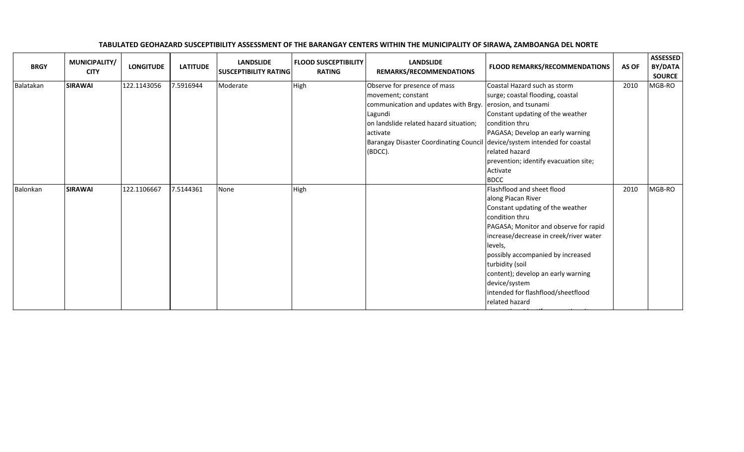**TABULATED GEOHAZARD SUSCEPTIBILITY ASSESSMENT OF THE BARANGAY CENTERS WITHIN THE MUNICIPALITY OF SIRAWA, ZAMBOANGA DEL NORTE**

| BRGY | MUNICIPALITY/ CITY | LONGITUDE | LATITUDE | LANDSLIDE SUSCEPTIBILITY RATING | FLOOD SUSCEPTIBILITY RATING | LANDSLIDE REMARKS/RECOMMENDATIONS | FLOOD REMARKS/RECOMMENDATIONS | AS OF | ASSESSED BY/DATA SOURCE |
|---|---|---|---|---|---|---|---|---|---|
| Balatakan | **SIRAWAI** | 122.1143056 | 7.5916944 | Moderate | High | Observe for presence of mass movement; constant communication and updates with Brgy. Lagundi on landslide related hazard situation; activate Barangay Disaster Coordinating Council (BDCC). | Coastal Hazard such as storm surge; coastal flooding, coastal erosion, and tsunami Constant updating of the weather condition thru PAGASA; Develop an early warning device/system intended for coastal related hazard prevention; identify evacuation site; Activate BDCC | 2010 | MGB-RO |
| Balonkan | **SIRAWAI** | 122.1106667 | 7.5144361 | None | High | | Flashflood and sheet flood along Piacan River Constant updating of the weather condition thru PAGASA; Monitor and observe for rapid increase/decrease in creek/river water levels, possibly accompanied by increased turbidity (soil content); develop an early warning device/system intended for flashflood/sheetflood related hazard | 2010 | MGB-RO |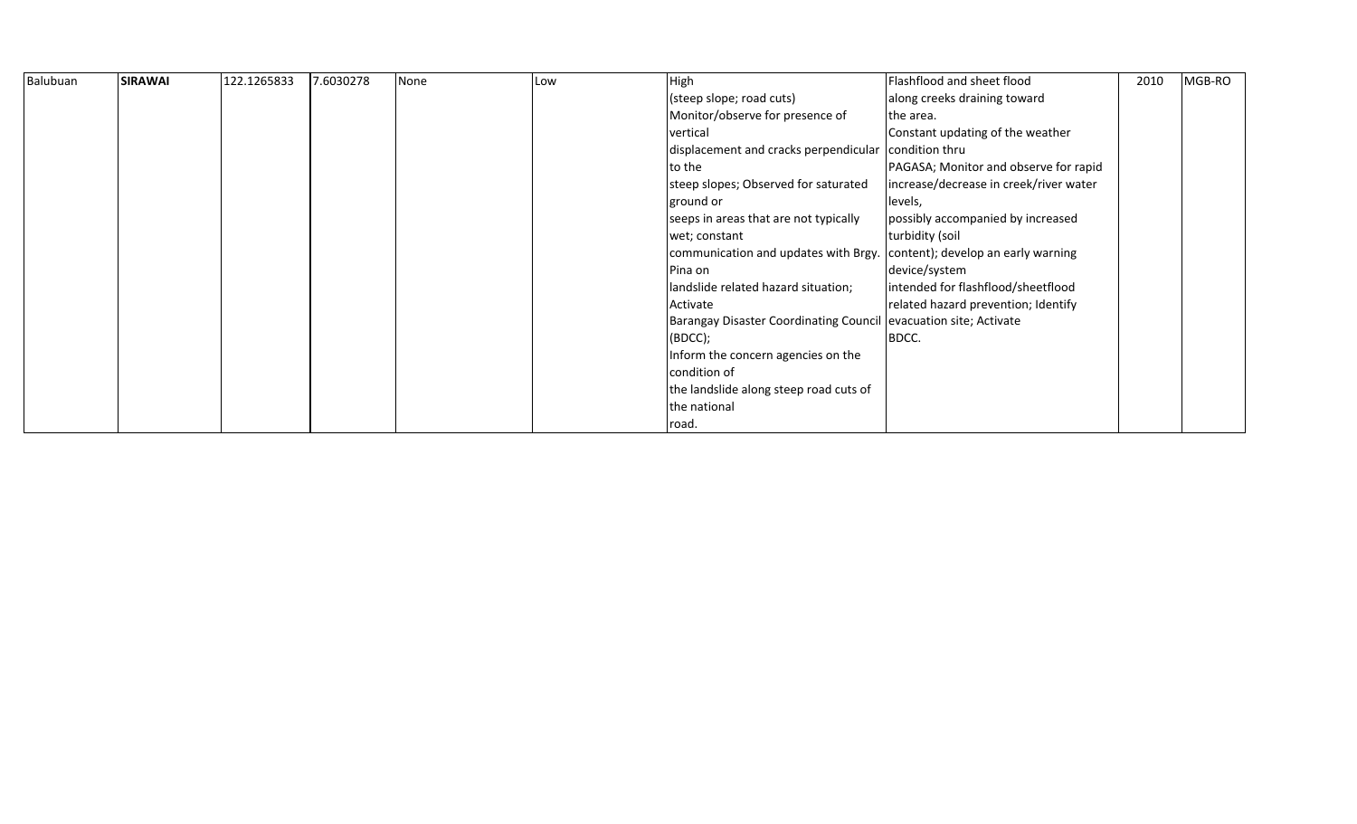| | | | | | | | | | |
|---|---|---|---|---|---|---|---|---|---|
| Balubuan | **SIRAWAI** | 122.1265833 | 7.6030278 | None | Low | High (steep slope; road cuts) Monitor/observe for presence of vertical displacement and cracks perpendicular to the steep slopes; Observed for saturated ground or seeps in areas that are not typically wet; constant communication and updates with Brgy. Pina on landslide related hazard situation; Activate Barangay Disaster Coordinating Council (BDCC); Inform the concern agencies on the condition of the landslide along steep road cuts of the national road. | Flashflood and sheet flood along creeks draining toward the area. Constant updating of the weather condition thru PAGASA; Monitor and observe for rapid increase/decrease in creek/river water levels, possibly accompanied by increased turbidity (soil content); develop an early warning device/system intended for flashflood/sheetflood related hazard prevention; Identify evacuation site; Activate BDCC. | 2010 | MGB-RO |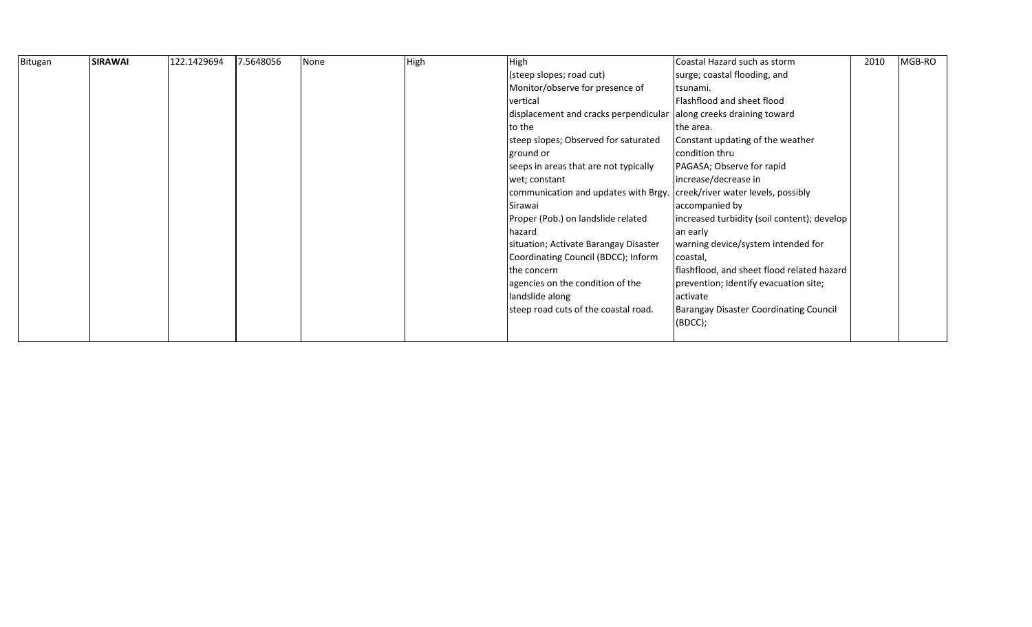| Bitugan | **SIRAWAI** | 122.1429694 | 7.5648056 | None | High | High (steep slopes; road cut) Monitor/observe for presence of vertical displacement and cracks perpendicular to the steep slopes; Observed for saturated ground or seeps in areas that are not typically wet; constant communication and updates with Brgy. Sirawai Proper (Pob.) on landslide related hazard situation; Activate Barangay Disaster Coordinating Council (BDCC); Inform the concern agencies on the condition of the landslide along steep road cuts of the coastal road. | Coastal Hazard such as storm surge; coastal flooding, and tsunami. Flashflood and sheet flood along creeks draining toward the area. Constant updating of the weather condition thru PAGASA; Observe for rapid increase/decrease in creek/river water levels, possibly accompanied by increased turbidity (soil content); develop an early warning device/system intended for coastal, flashflood, and sheet flood related hazard prevention; Identify evacuation site; activate Barangay Disaster Coordinating Council (BDCC); | 2010 | MGB-RO |
|---|---|---|---|---|---|---|---|---|---|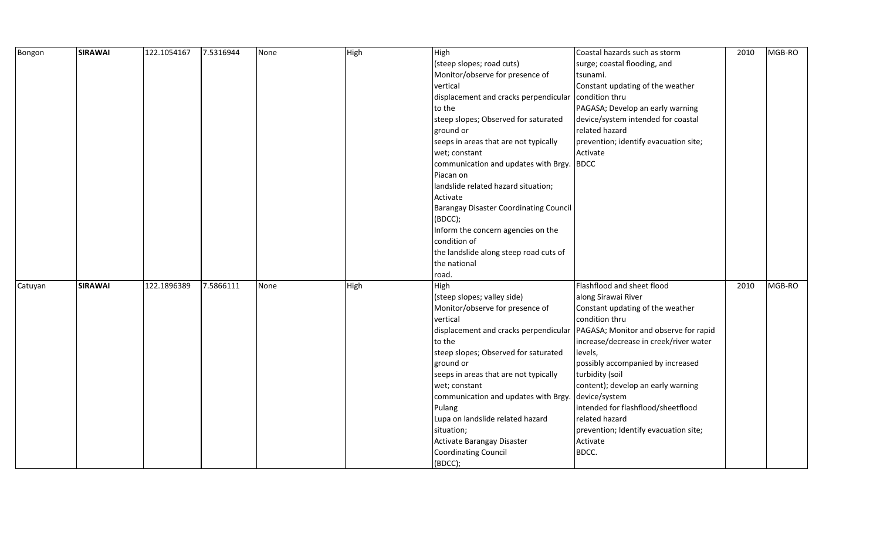| | | | | | | | | | |
|---|---|---|---|---|---|---|---|---|---|
| Bongon | **SIRAWAI** | 122.1054167 | 7.5316944 | None | High | High (steep slopes; road cuts) Monitor/observe for presence of vertical displacement and cracks perpendicular to the steep slopes; Observed for saturated ground or seeps in areas that are not typically wet; constant communication and updates with Brgy. Piacan on landslide related hazard situation; Activate Barangay Disaster Coordinating Council (BDCC); Inform the concern agencies on the condition of the landslide along steep road cuts of the national road. | Coastal hazards such as storm surge; coastal flooding, and tsunami. Constant updating of the weather condition thru PAGASA; Develop an early warning device/system intended for coastal related hazard prevention; identify evacuation site; Activate BDCC | 2010 | MGB-RO |
| Catuyan | **SIRAWAI** | 122.1896389 | 7.5866111 | None | High | High (steep slopes; valley side) Monitor/observe for presence of vertical displacement and cracks perpendicular to the steep slopes; Observed for saturated ground or seeps in areas that are not typically wet; constant communication and updates with Brgy. Pulang Lupa on landslide related hazard situation; Activate Barangay Disaster Coordinating Council (BDCC); | Flashflood and sheet flood along Sirawai River Constant updating of the weather condition thru PAGASA; Monitor and observe for rapid increase/decrease in creek/river water levels, possibly accompanied by increased turbidity (soil content); develop an early warning device/system intended for flashflood/sheetflood related hazard prevention; Identify evacuation site; Activate BDCC. | 2010 | MGB-RO |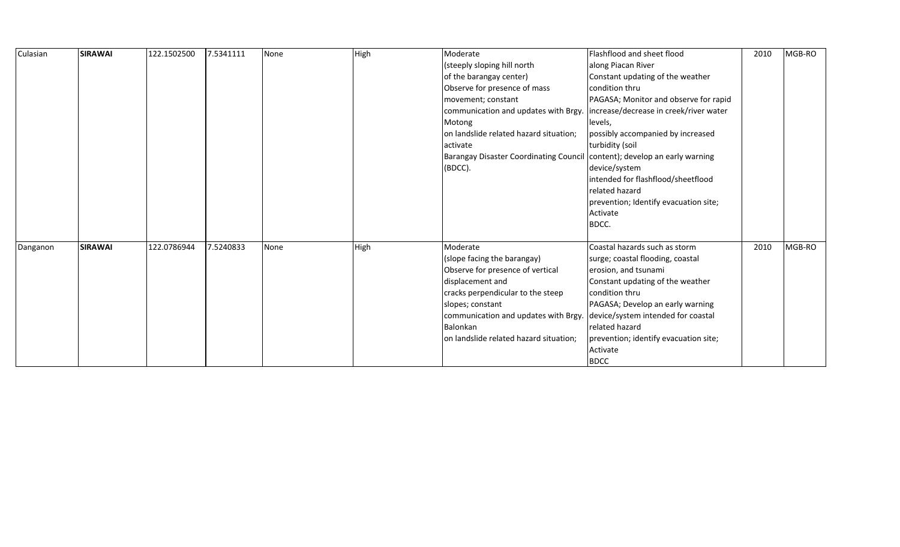| Culasian | **SIRAWAI** | 122.1502500 | 7.5341111 | None | High | Moderate (steeply sloping hill north of the barangay center) Observe for presence of mass movement; constant communication and updates with Brgy. Motong on landslide related hazard situation; activate Barangay Disaster Coordinating Council (BDCC). | Flashflood and sheet flood along Piacan River Constant updating of the weather condition thru PAGASA; Monitor and observe for rapid increase/decrease in creek/river water levels, possibly accompanied by increased turbidity (soil content); develop an early warning device/system intended for flashflood/sheetflood related hazard prevention; Identify evacuation site; Activate BDCC. | 2010 | MGB-RO |
|---|---|---|---|---|---|---|---|---|---|
| Danganon | **SIRAWAI** | 122.0786944 | 7.5240833 | None | High | Moderate (slope facing the barangay) Observe for presence of vertical displacement and cracks perpendicular to the steep slopes; constant communication and updates with Brgy. Balonkan on landslide related hazard situation; | Coastal hazards such as storm surge; coastal flooding, coastal erosion, and tsunami Constant updating of the weather condition thru PAGASA; Develop an early warning device/system intended for coastal related hazard prevention; identify evacuation site; Activate BDCC | 2010 | MGB-RO |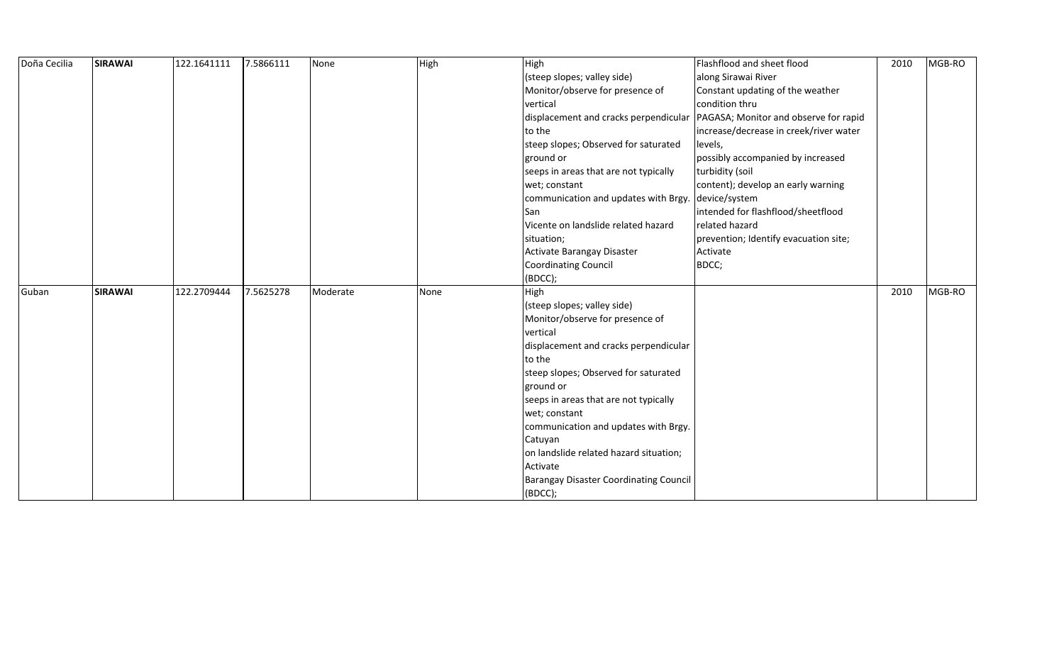| | | | | | | | | | |
|---|---|---|---|---|---|---|---|---|---|
| Doña Cecilia | **SIRAWAI** | 122.1641111 | 7.5866111 | None | High | High (steep slopes; valley side) Monitor/observe for presence of vertical displacement and cracks perpendicular to the steep slopes; Observed for saturated ground or seeps in areas that are not typically wet; constant communication and updates with Brgy. San Vicente on landslide related hazard situation; Activate Barangay Disaster Coordinating Council (BDCC); | Flashflood and sheet flood along Sirawai River Constant updating of the weather condition thru PAGASA; Monitor and observe for rapid increase/decrease in creek/river water levels, possibly accompanied by increased turbidity (soil content); develop an early warning device/system intended for flashflood/sheetflood related hazard prevention; Identify evacuation site; Activate BDCC; | 2010 | MGB-RO |
| Guban | **SIRAWAI** | 122.2709444 | 7.5625278 | Moderate | None | High (steep slopes; valley side) Monitor/observe for presence of vertical displacement and cracks perpendicular to the steep slopes; Observed for saturated ground or seeps in areas that are not typically wet; constant communication and updates with Brgy. Catuyan on landslide related hazard situation; Activate Barangay Disaster Coordinating Council (BDCC); | | 2010 | MGB-RO |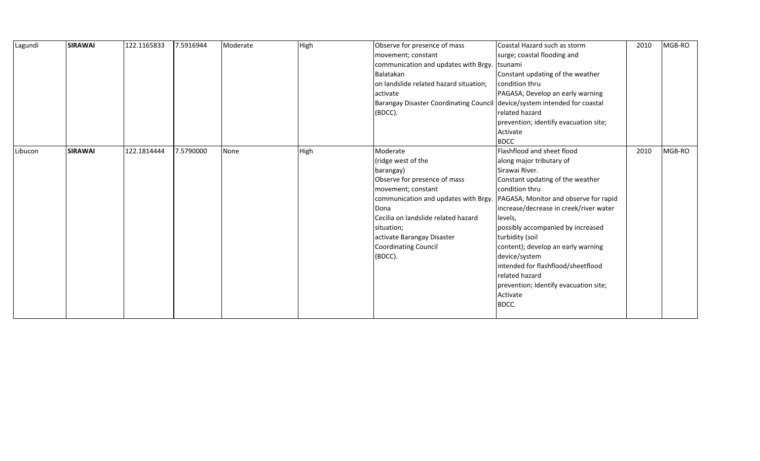| Lagundi | **SIRAWAI** | 122.1165833 | 7.5916944 | Moderate | High | Observe for presence of mass movement; constant communication and updates with Brgy. Balatakan on landslide related hazard situation; activate Barangay Disaster Coordinating Council (BDCC). | Coastal Hazard such as storm surge; coastal flooding and tsunami Constant updating of the weather condition thru PAGASA; Develop an early warning device/system intended for coastal related hazard prevention; identify evacuation site; Activate BDCC | 2010 | MGB-RO |
|---|---|---|---|---|---|---|---|---|---|
| Libucon | **SIRAWAI** | 122.1814444 | 7.5790000 | None | High | Moderate (ridge west of the barangay) Observe for presence of mass movement; constant communication and updates with Brgy. Dona Cecilia on landslide related hazard situation; activate Barangay Disaster Coordinating Council (BDCC). | Flashflood and sheet flood along major tributary of Sirawai River. Constant updating of the weather condition thru PAGASA; Monitor and observe for rapid increase/decrease in creek/river water levels, possibly accompanied by increased turbidity (soil content); develop an early warning device/system intended for flashflood/sheetflood related hazard prevention; Identify evacuation site; Activate BDCC. | 2010 | MGB-RO |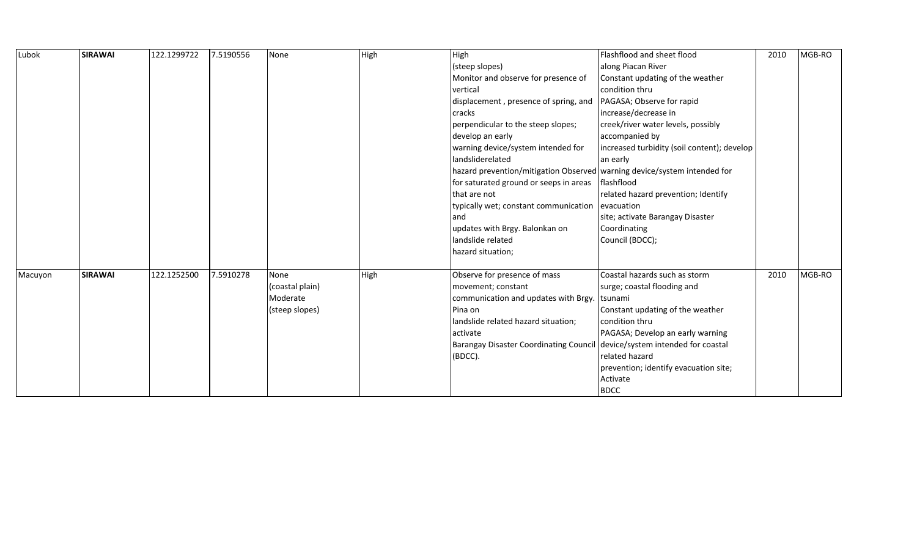| Lubok | **SIRAWAI** | 122.1299722 | 7.5190556 | None | High | High (steep slopes) Monitor and observe for presence of vertical displacement , presence of spring, and cracks perpendicular to the steep slopes; develop an early warning device/system intended for landsliderelated hazard prevention/mitigation Observed for saturated ground or seeps in areas that are not typically wet; constant communication and updates with Brgy. Balonkan on landslide related hazard situation; | Flashflood and sheet flood along Piacan River Constant updating of the weather condition thru PAGASA; Observe for rapid increase/decrease in creek/river water levels, possibly accompanied by increased turbidity (soil content); develop an early warning device/system intended for flashflood related hazard prevention; Identify evacuation site; activate Barangay Disaster Coordinating Council (BDCC); | 2010 | MGB-RO |
|---|---|---|---|---|---|---|---|---|---|
| Macuyon | **SIRAWAI** | 122.1252500 | 7.5910278 | None (coastal plain) Moderate (steep slopes) | High | Observe for presence of mass movement; constant communication and updates with Brgy. Pina on landslide related hazard situation; activate Barangay Disaster Coordinating Council (BDCC). | Coastal hazards such as storm surge; coastal flooding and tsunami Constant updating of the weather condition thru PAGASA; Develop an early warning device/system intended for coastal related hazard prevention; identify evacuation site; Activate BDCC | 2010 | MGB-RO |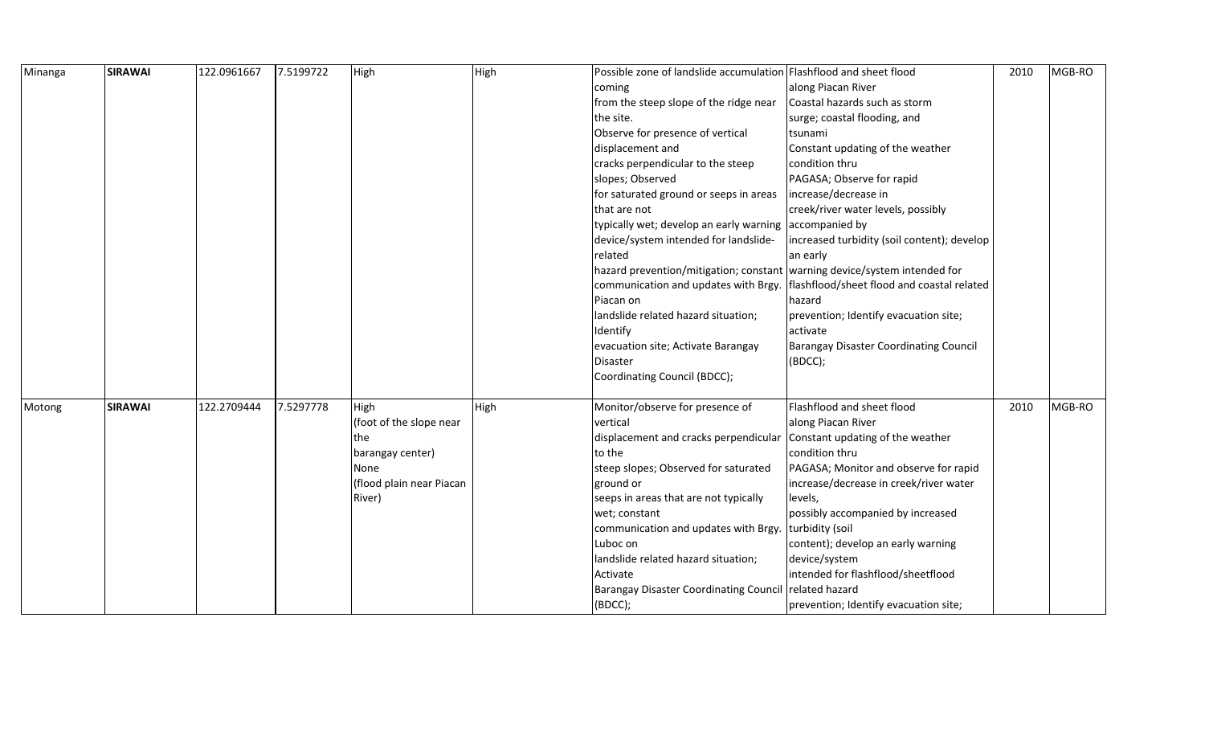| Minanga | **SIRAWAI** | 122.0961667 | 7.5199722 | High | High | Possible zone of landslide accumulation coming from the steep slope of the ridge near the site. Observe for presence of vertical displacement and cracks perpendicular to the steep slopes; Observed for saturated ground or seeps in areas that are not typically wet; develop an early warning device/system intended for landslide-related hazard prevention/mitigation; constant communication and updates with Brgy. Piacan on landslide related hazard situation; Identify evacuation site; Activate Barangay Disaster Coordinating Council (BDCC); | Flashflood and sheet flood along Piacan River Coastal hazards such as storm surge; coastal flooding, and tsunami Constant updating of the weather condition thru PAGASA; Observe for rapid increase/decrease in creek/river water levels, possibly accompanied by increased turbidity (soil content); develop an early warning device/system intended for flashflood/sheet flood and coastal related hazard prevention; Identify evacuation site; activate Barangay Disaster Coordinating Council (BDCC); | 2010 | MGB-RO |
|---|---|---|---|---|---|---|---|---|---|
| Motong | **SIRAWAI** | 122.2709444 | 7.5297778 | High (foot of the slope near the barangay center) None (flood plain near Piacan River) | High | Monitor/observe for presence of vertical displacement and cracks perpendicular to the steep slopes; Observed for saturated ground or seeps in areas that are not typically wet; constant communication and updates with Brgy. Luboc on landslide related hazard situation; Activate Barangay Disaster Coordinating Council (BDCC); | Flashflood and sheet flood along Piacan River Constant updating of the weather condition thru PAGASA; Monitor and observe for rapid increase/decrease in creek/river water levels, possibly accompanied by increased turbidity (soil content); develop an early warning device/system intended for flashflood/sheetflood related hazard prevention; Identify evacuation site; | 2010 | MGB-RO |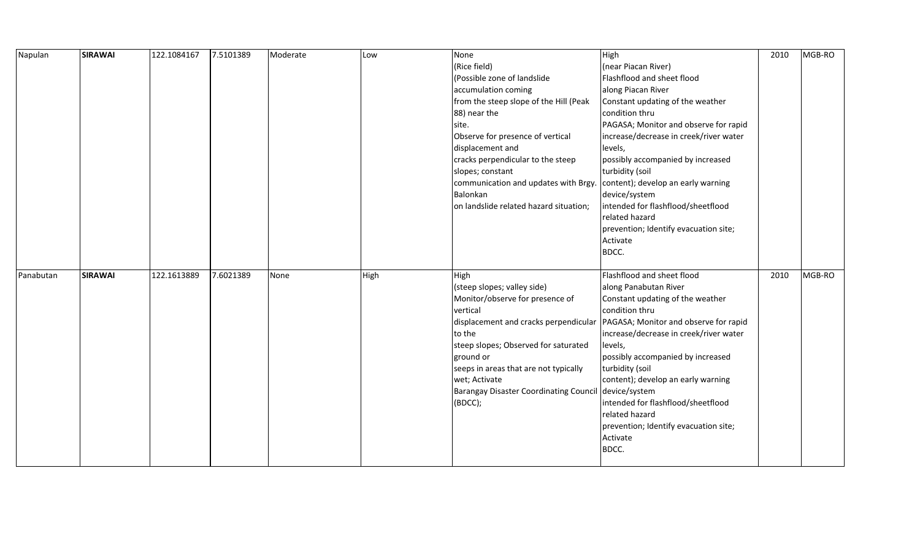| | | | | | | | | | |
|---|---|---|---|---|---|---|---|---|---|
| Napulan | **SIRAWAI** | 122.1084167 | 7.5101389 | Moderate | Low | None (Rice field) (Possible zone of landslide accumulation coming from the steep slope of the Hill (Peak 88) near the site. Observe for presence of vertical displacement and cracks perpendicular to the steep slopes; constant communication and updates with Brgy. Balonkan on landslide related hazard situation; | High (near Piacan River) Flashflood and sheet flood along Piacan River Constant updating of the weather condition thru PAGASA; Monitor and observe for rapid increase/decrease in creek/river water levels, possibly accompanied by increased turbidity (soil content); develop an early warning device/system intended for flashflood/sheetflood related hazard prevention; Identify evacuation site; Activate BDCC. | 2010 | MGB-RO |
| Panabutan | **SIRAWAI** | 122.1613889 | 7.6021389 | None | High | High (steep slopes; valley side) Monitor/observe for presence of vertical displacement and cracks perpendicular to the steep slopes; Observed for saturated ground or seeps in areas that are not typically wet; Activate Barangay Disaster Coordinating Council (BDCC); | Flashflood and sheet flood along Panabutan River Constant updating of the weather condition thru PAGASA; Monitor and observe for rapid increase/decrease in creek/river water levels, possibly accompanied by increased turbidity (soil content); develop an early warning device/system intended for flashflood/sheetflood related hazard prevention; Identify evacuation site; Activate BDCC. | 2010 | MGB-RO |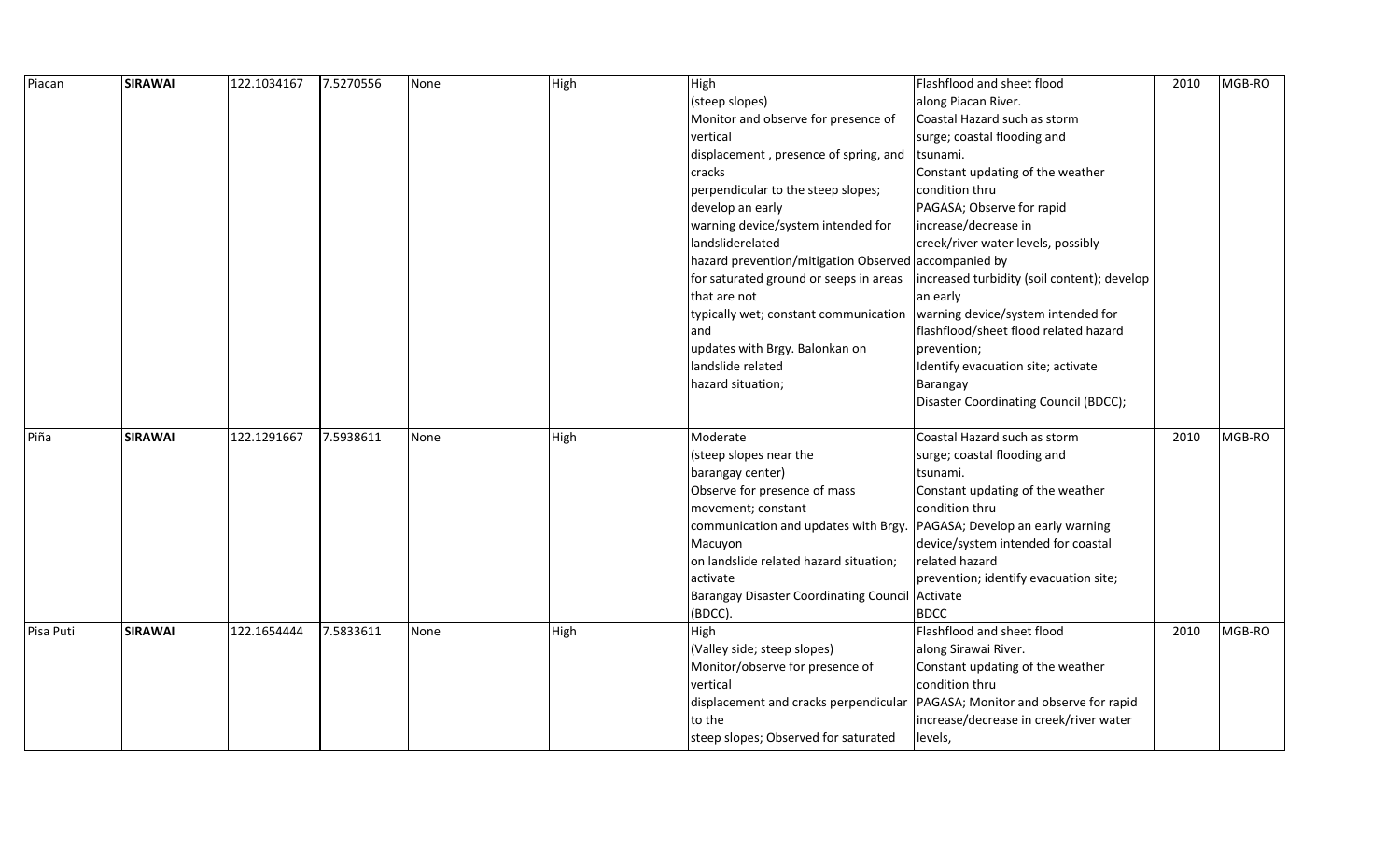| Piacan | SIRAWAI | 122.1034167 | 7.5270556 | None | High | High (steep slopes) Monitor and observe for presence of vertical displacement , presence of spring, and cracks perpendicular to the steep slopes; develop an early warning device/system intended for landsliderelated hazard prevention/mitigation Observed for saturated ground or seeps in areas that are not typically wet; constant communication and updates with Brgy. Balonkan on landslide related hazard situation; | Flashflood and sheet flood along Piacan River. Coastal Hazard such as storm surge; coastal flooding and tsunami. Constant updating of the weather condition thru PAGASA; Observe for rapid increase/decrease in creek/river water levels, possibly accompanied by increased turbidity (soil content); develop an early warning device/system intended for flashflood/sheet flood related hazard prevention; Identify evacuation site; activate Barangay Disaster Coordinating Council (BDCC); | 2010 | MGB-RO |
|---|---|---|---|---|---|---|---|---|---|
| Piña | SIRAWAI | 122.1291667 | 7.5938611 | None | High | Moderate (steep slopes near the barangay center) Observe for presence of mass movement; constant communication and updates with Brgy. Macuyon on landslide related hazard situation; activate Barangay Disaster Coordinating Council (BDCC). | Coastal Hazard such as storm surge; coastal flooding and tsunami. Constant updating of the weather condition thru PAGASA; Develop an early warning device/system intended for coastal related hazard prevention; identify evacuation site; Activate BDCC | 2010 | MGB-RO |
| Pisa Puti | SIRAWAI | 122.1654444 | 7.5833611 | None | High | High (Valley side; steep slopes) Monitor/observe for presence of vertical displacement and cracks perpendicular to the steep slopes; Observed for saturated | Flashflood and sheet flood along Sirawai River. Constant updating of the weather condition thru PAGASA; Monitor and observe for rapid increase/decrease in creek/river water levels, | 2010 | MGB-RO |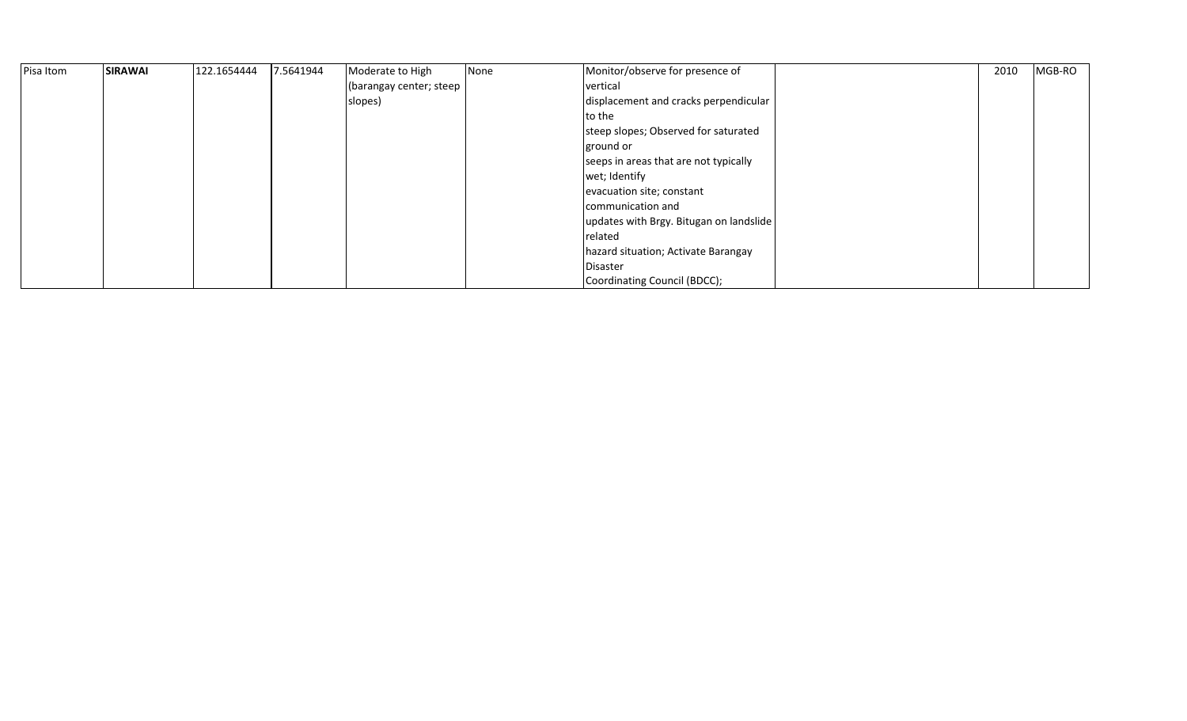| | | | | | | | | | |
|---|---|---|---|---|---|---|---|---|---|
| Pisa Itom | **SIRAWAI** | 122.1654444 | 7.5641944 | Moderate to High (barangay center; steep slopes) | None | Monitor/observe for presence of vertical displacement and cracks perpendicular to the steep slopes; Observed for saturated ground or seeps in areas that are not typically wet; Identify evacuation site; constant communication and updates with Brgy. Bitugan on landslide related hazard situation; Activate Barangay Disaster Coordinating Council (BDCC); | | 2010 | MGB-RO |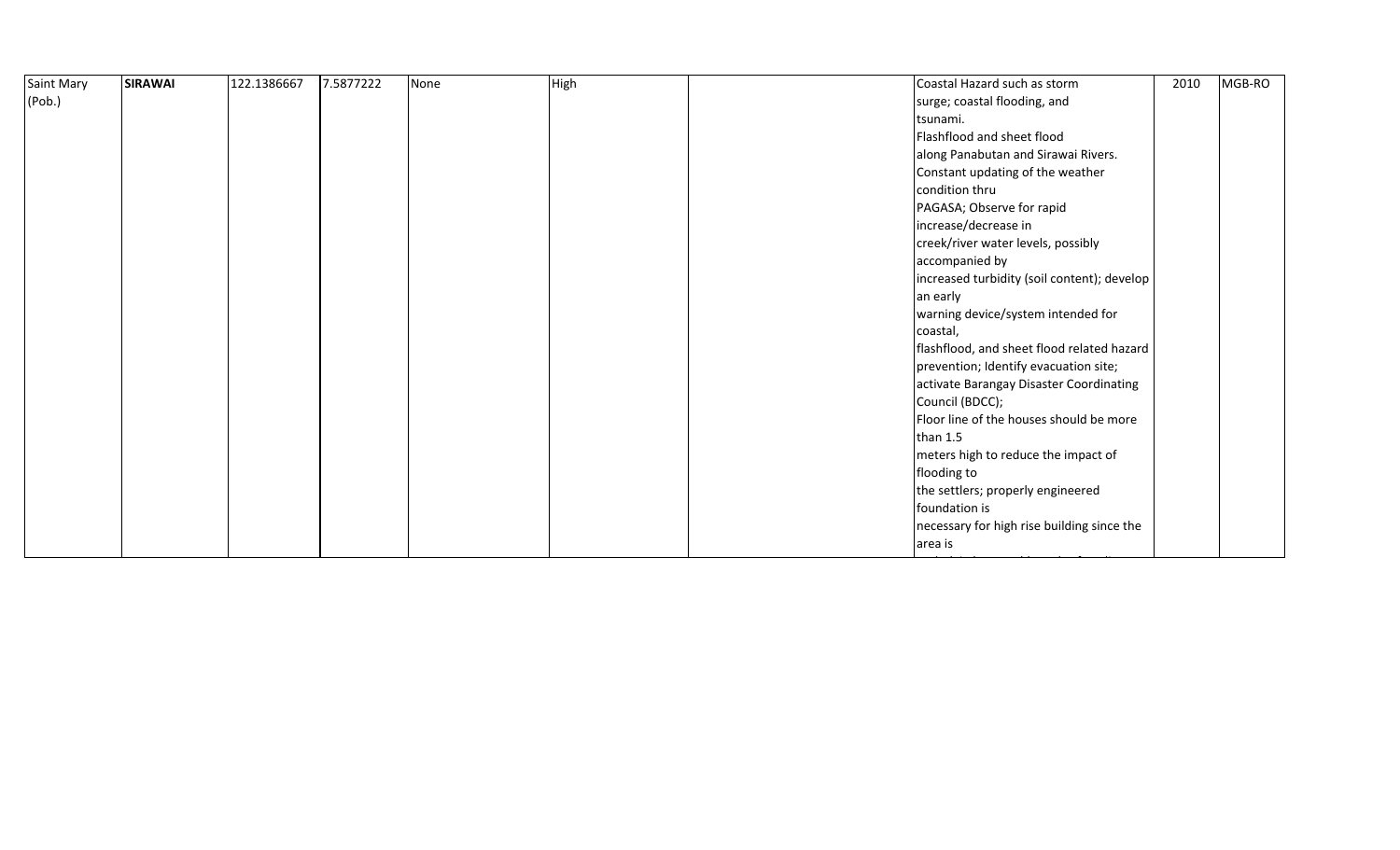| Saint Mary (Pob.) | **SIRAWAI** | 122.1386667 | 7.5877222 | None | High | | Coastal Hazard such as storm surge; coastal flooding, and tsunami. Flashflood and sheet flood along Panabutan and Sirawai Rivers. Constant updating of the weather condition thru PAGASA; Observe for rapid increase/decrease in creek/river water levels, possibly accompanied by increased turbidity (soil content); develop an early warning device/system intended for coastal, flashflood, and sheet flood related hazard prevention; Identify evacuation site; activate Barangay Disaster Coordinating Council (BDCC); Floor line of the houses should be more than 1.5 meters high to reduce the impact of flooding to the settlers; properly engineered foundation is necessary for high rise building since the area is | 2010 | MGB-RO |
|---|---|---|---|---|---|---|---|---|---|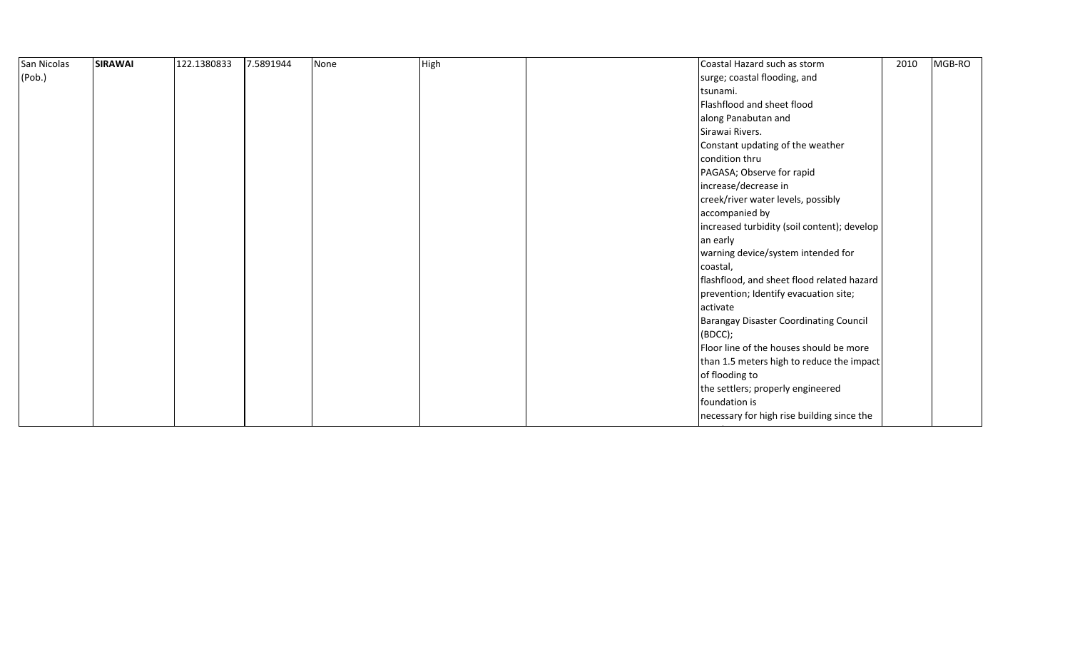| | | | | | | | | | |
|---|---|---|---|---|---|---|---|---|---|
| San Nicolas (Pob.) | **SIRAWAI** | 122.1380833 | 7.5891944 | None | High | | Coastal Hazard such as storm surge; coastal flooding, and tsunami. Flashflood and sheet flood along Panabutan and Sirawai Rivers. Constant updating of the weather condition thru PAGASA; Observe for rapid increase/decrease in creek/river water levels, possibly accompanied by increased turbidity (soil content); develop an early warning device/system intended for coastal, flashflood, and sheet flood related hazard prevention; Identify evacuation site; activate Barangay Disaster Coordinating Council (BDCC); Floor line of the houses should be more than 1.5 meters high to reduce the impact of flooding to the settlers; properly engineered foundation is necessary for high rise building since the | 2010 | MGB-RO |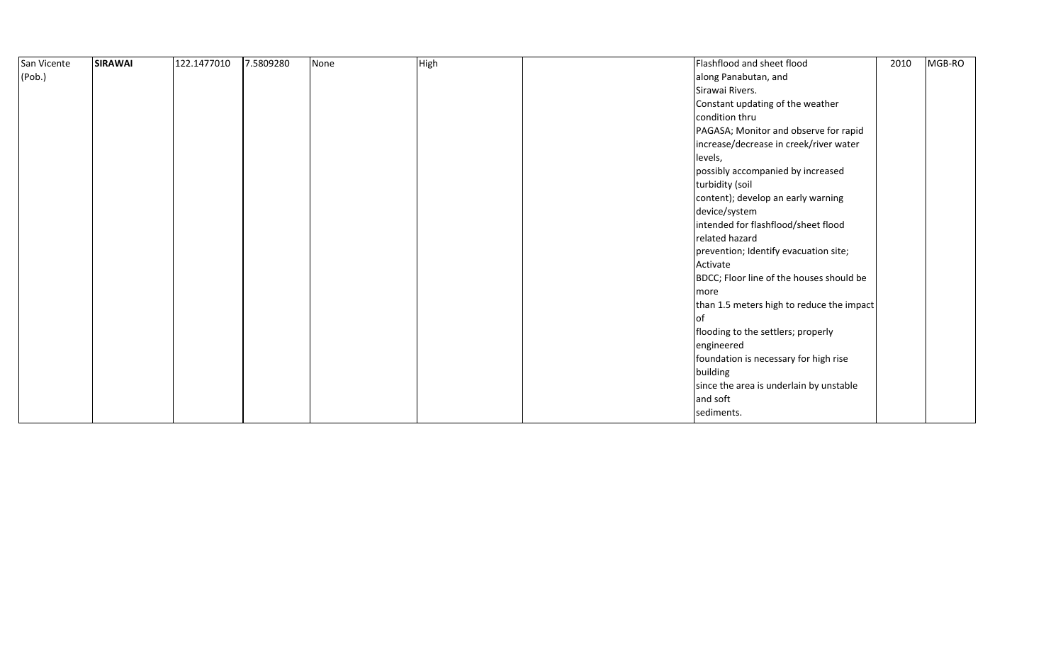| | | | | | | | | | |
|---|---|---|---|---|---|---|---|---|---|
| San Vicente (Pob.) | **SIRAWAI** | 122.1477010 | 7.5809280 | None | High | | Flashflood and sheet flood along Panabutan, and Sirawai Rivers. Constant updating of the weather condition thru PAGASA; Monitor and observe for rapid increase/decrease in creek/river water levels, possibly accompanied by increased turbidity (soil content); develop an early warning device/system intended for flashflood/sheet flood related hazard prevention; Identify evacuation site; Activate BDCC; Floor line of the houses should be more than 1.5 meters high to reduce the impact of flooding to the settlers; properly engineered foundation is necessary for high rise building since the area is underlain by unstable and soft sediments. | 2010 | MGB-RO |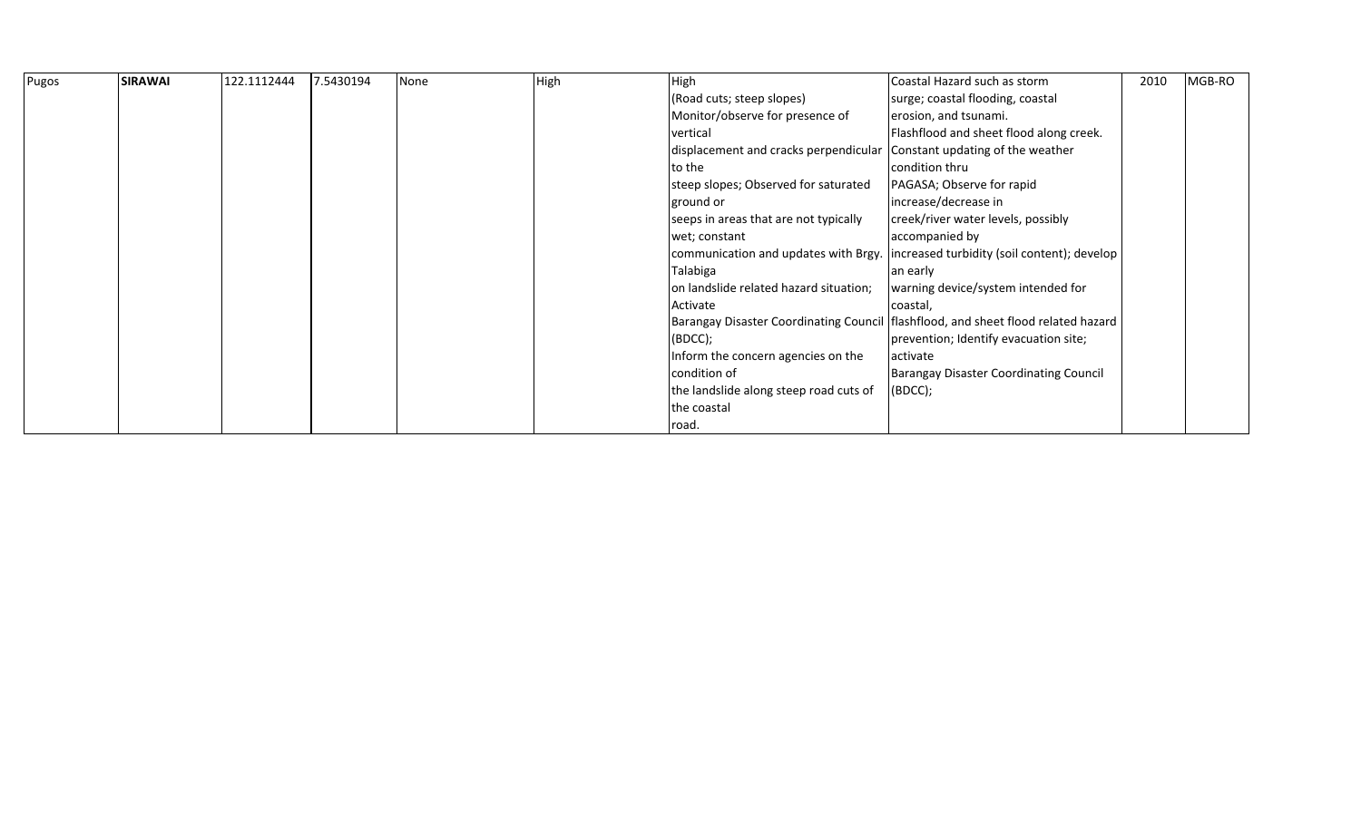| Pugos | **SIRAWAI** | 122.1112444 | 7.5430194 | None | High | High (Road cuts; steep slopes) Monitor/observe for presence of vertical displacement and cracks perpendicular to the steep slopes; Observed for saturated ground or seeps in areas that are not typically wet; constant communication and updates with Brgy. Talabiga on landslide related hazard situation; Activate Barangay Disaster Coordinating Council (BDCC); Inform the concern agencies on the condition of the landslide along steep road cuts of the coastal road. | Coastal Hazard such as storm surge; coastal flooding, coastal erosion, and tsunami. Flashflood and sheet flood along creek. Constant updating of the weather condition thru PAGASA; Observe for rapid increase/decrease in creek/river water levels, possibly accompanied by increased turbidity (soil content); develop an early warning device/system intended for coastal, flashflood, and sheet flood related hazard prevention; Identify evacuation site; activate Barangay Disaster Coordinating Council (BDCC); | 2010 | MGB-RO |
|---|---|---|---|---|---|---|---|---|---|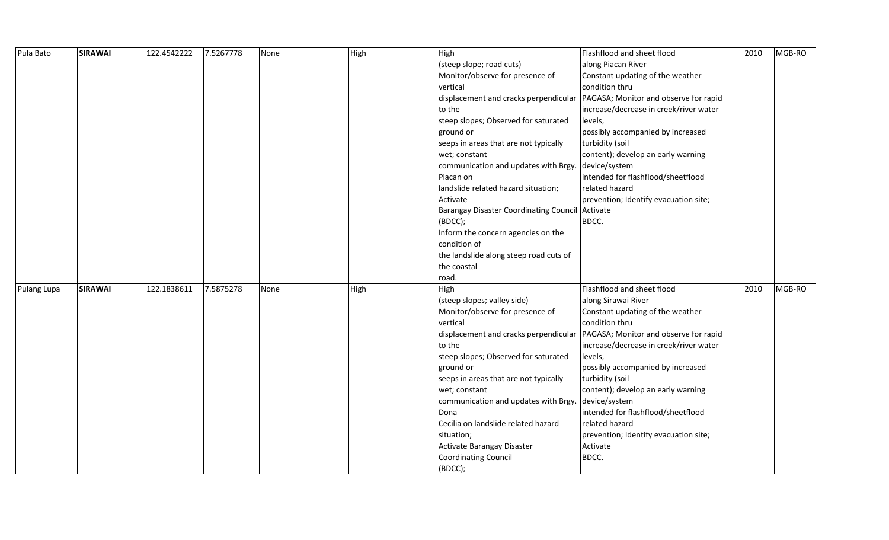| Pula Bato | **SIRAWAI** | 122.4542222 | 7.5267778 | None | High | High (steep slope; road cuts) Monitor/observe for presence of vertical displacement and cracks perpendicular to the steep slopes; Observed for saturated ground or seeps in areas that are not typically wet; constant communication and updates with Brgy. Piacan on landslide related hazard situation; Activate Barangay Disaster Coordinating Council (BDCC); Inform the concern agencies on the condition of the landslide along steep road cuts of the coastal road. | Flashflood and sheet flood along Piacan River Constant updating of the weather condition thru PAGASA; Monitor and observe for rapid increase/decrease in creek/river water levels, possibly accompanied by increased turbidity (soil content); develop an early warning device/system intended for flashflood/sheetflood related hazard prevention; Identify evacuation site; Activate BDCC. | 2010 | MGB-RO |
|---|---|---|---|---|---|---|---|---|---|
| Pulang Lupa | **SIRAWAI** | 122.1838611 | 7.5875278 | None | High | High (steep slopes; valley side) Monitor/observe for presence of vertical displacement and cracks perpendicular to the steep slopes; Observed for saturated ground or seeps in areas that are not typically wet; constant communication and updates with Brgy. Dona Cecilia on landslide related hazard situation; Activate Barangay Disaster Coordinating Council (BDCC); | Flashflood and sheet flood along Sirawai River Constant updating of the weather condition thru PAGASA; Monitor and observe for rapid increase/decrease in creek/river water levels, possibly accompanied by increased turbidity (soil content); develop an early warning device/system intended for flashflood/sheetflood related hazard prevention; Identify evacuation site; Activate BDCC. | 2010 | MGB-RO |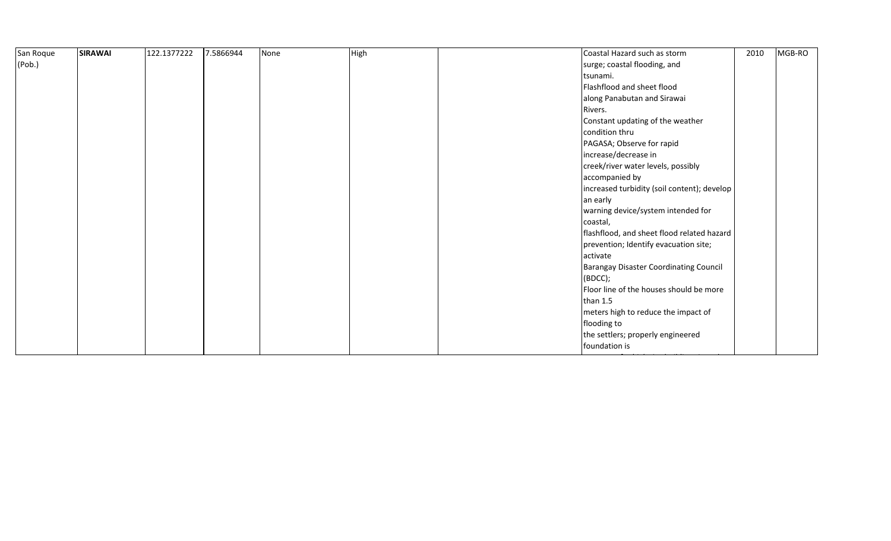| San Roque (Pob.) | **SIRAWAI** | 122.1377222 | 7.5866944 | None | High | | Coastal Hazard such as storm surge; coastal flooding, and tsunami. Flashflood and sheet flood along Panabutan and Sirawai Rivers. Constant updating of the weather condition thru PAGASA; Observe for rapid increase/decrease in creek/river water levels, possibly accompanied by increased turbidity (soil content); develop an early warning device/system intended for coastal, flashflood, and sheet flood related hazard prevention; Identify evacuation site; activate Barangay Disaster Coordinating Council (BDCC); Floor line of the houses should be more than 1.5 meters high to reduce the impact of flooding to the settlers; properly engineered foundation is | 2010 | MGB-RO |
|---|---|---|---|---|---|---|---|---|---|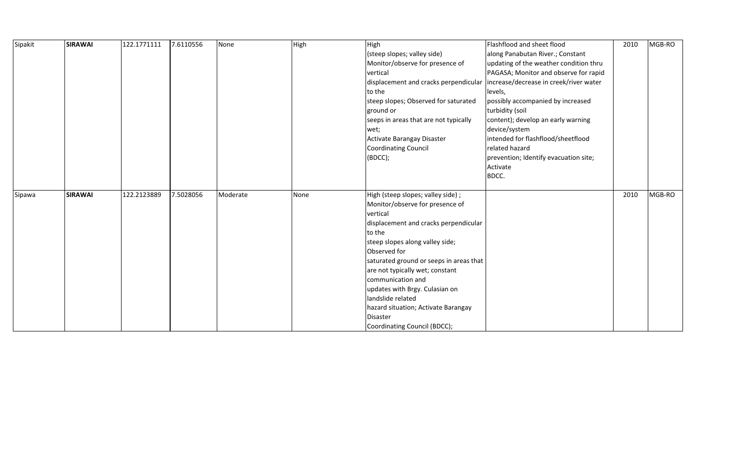| Sipakit | **SIRAWAI** | 122.1771111 | 7.6110556 | None | High | High (steep slopes; valley side) Monitor/observe for presence of vertical displacement and cracks perpendicular to the steep slopes; Observed for saturated ground or seeps in areas that are not typically wet; Activate Barangay Disaster Coordinating Council (BDCC); | Flashflood and sheet flood along Panabutan River.; Constant updating of the weather condition thru PAGASA; Monitor and observe for rapid increase/decrease in creek/river water levels, possibly accompanied by increased turbidity (soil content); develop an early warning device/system intended for flashflood/sheetflood related hazard prevention; Identify evacuation site; Activate BDCC. | 2010 | MGB-RO |
|---|---|---|---|---|---|---|---|---|---|
| Sipawa | **SIRAWAI** | 122.2123889 | 7.5028056 | Moderate | None | High (steep slopes; valley side) ; Monitor/observe for presence of vertical displacement and cracks perpendicular to the steep slopes along valley side; Observed for saturated ground or seeps in areas that are not typically wet; constant communication and updates with Brgy. Culasian on landslide related hazard situation; Activate Barangay Disaster Coordinating Council (BDCC); | | 2010 | MGB-RO |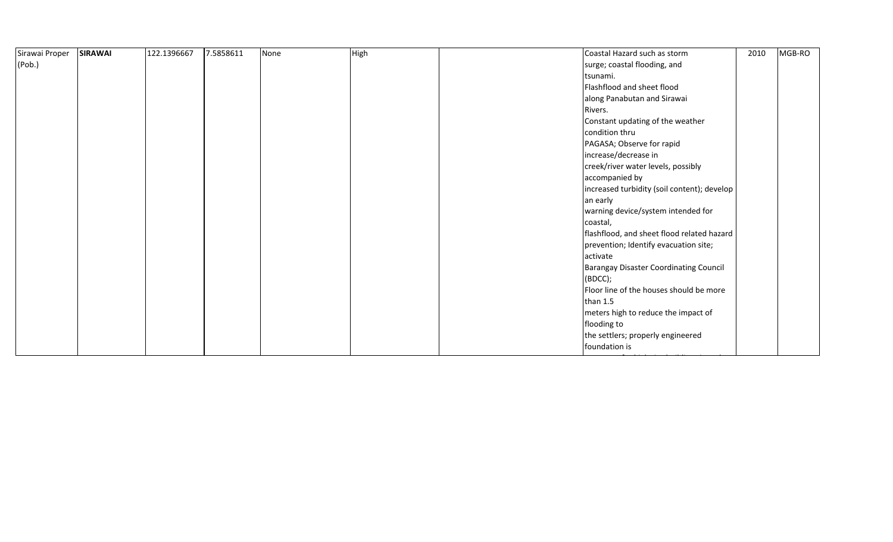| Sirawai Proper (Pob.) | **SIRAWAI** | 122.1396667 | 7.5858611 | None | High | | Coastal Hazard such as storm surge; coastal flooding, and tsunami. Flashflood and sheet flood along Panabutan and Sirawai Rivers. Constant updating of the weather condition thru PAGASA; Observe for rapid increase/decrease in creek/river water levels, possibly accompanied by increased turbidity (soil content); develop an early warning device/system intended for coastal, flashflood, and sheet flood related hazard prevention; Identify evacuation site; activate Barangay Disaster Coordinating Council (BDCC); Floor line of the houses should be more than 1.5 meters high to reduce the impact of flooding to the settlers; properly engineered foundation is | 2010 | MGB-RO |
|---|---|---|---|---|---|---|---|---|---|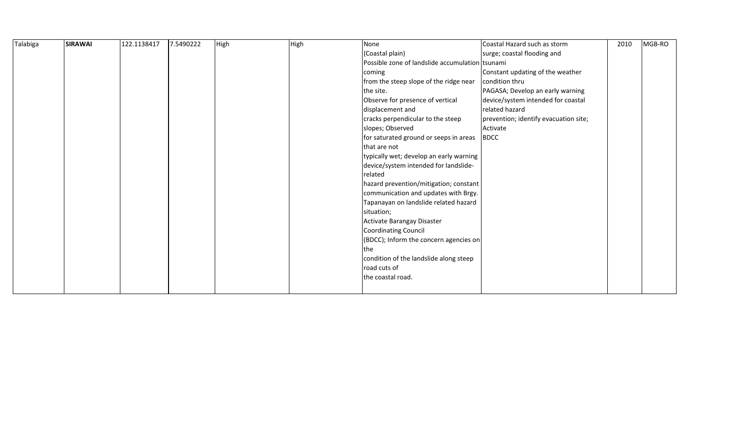| Talabiga | **SIRAWAI** | 122.1138417 | 7.5490222 | High | High | None (Coastal plain) Possible zone of landslide accumulation coming from the steep slope of the ridge near the site. Observe for presence of vertical displacement and cracks perpendicular to the steep slopes; Observed for saturated ground or seeps in areas that are not typically wet; develop an early warning device/system intended for landslide-related hazard prevention/mitigation; constant communication and updates with Brgy. Tapanayan on landslide related hazard situation; Activate Barangay Disaster Coordinating Council (BDCC); Inform the concern agencies on the condition of the landslide along steep road cuts of the coastal road. | Coastal Hazard such as storm surge; coastal flooding and tsunami Constant updating of the weather condition thru PAGASA; Develop an early warning device/system intended for coastal related hazard prevention; identify evacuation site; Activate BDCC | 2010 | MGB-RO |
|---|---|---|---|---|---|---|---|---|---|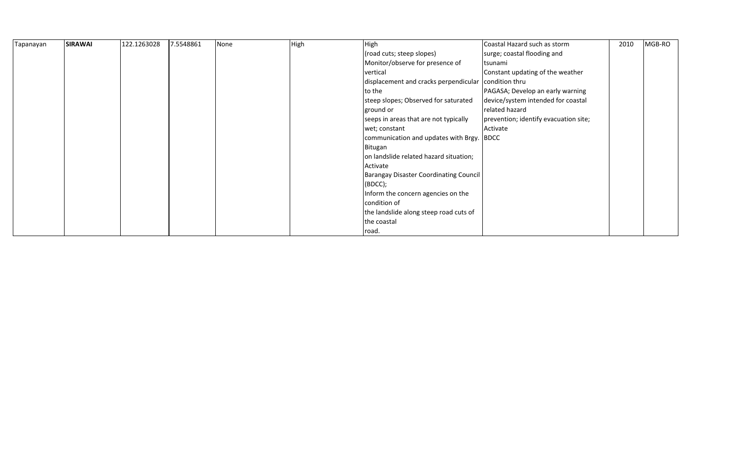| | | | | | | | | | |
|---|---|---|---|---|---|---|---|---|---|
| Tapanayan | **SIRAWAI** | 122.1263028 | 7.5548861 | None | High | High (road cuts; steep slopes) Monitor/observe for presence of vertical displacement and cracks perpendicular to the steep slopes; Observed for saturated ground or seeps in areas that are not typically wet; constant communication and updates with Brgy. Bitugan on landslide related hazard situation; Activate Barangay Disaster Coordinating Council (BDCC); Inform the concern agencies on the condition of the landslide along steep road cuts of the coastal road. | Coastal Hazard such as storm surge; coastal flooding and tsunami Constant updating of the weather condition thru PAGASA; Develop an early warning device/system intended for coastal related hazard prevention; identify evacuation site; Activate BDCC | 2010 | MGB-RO |